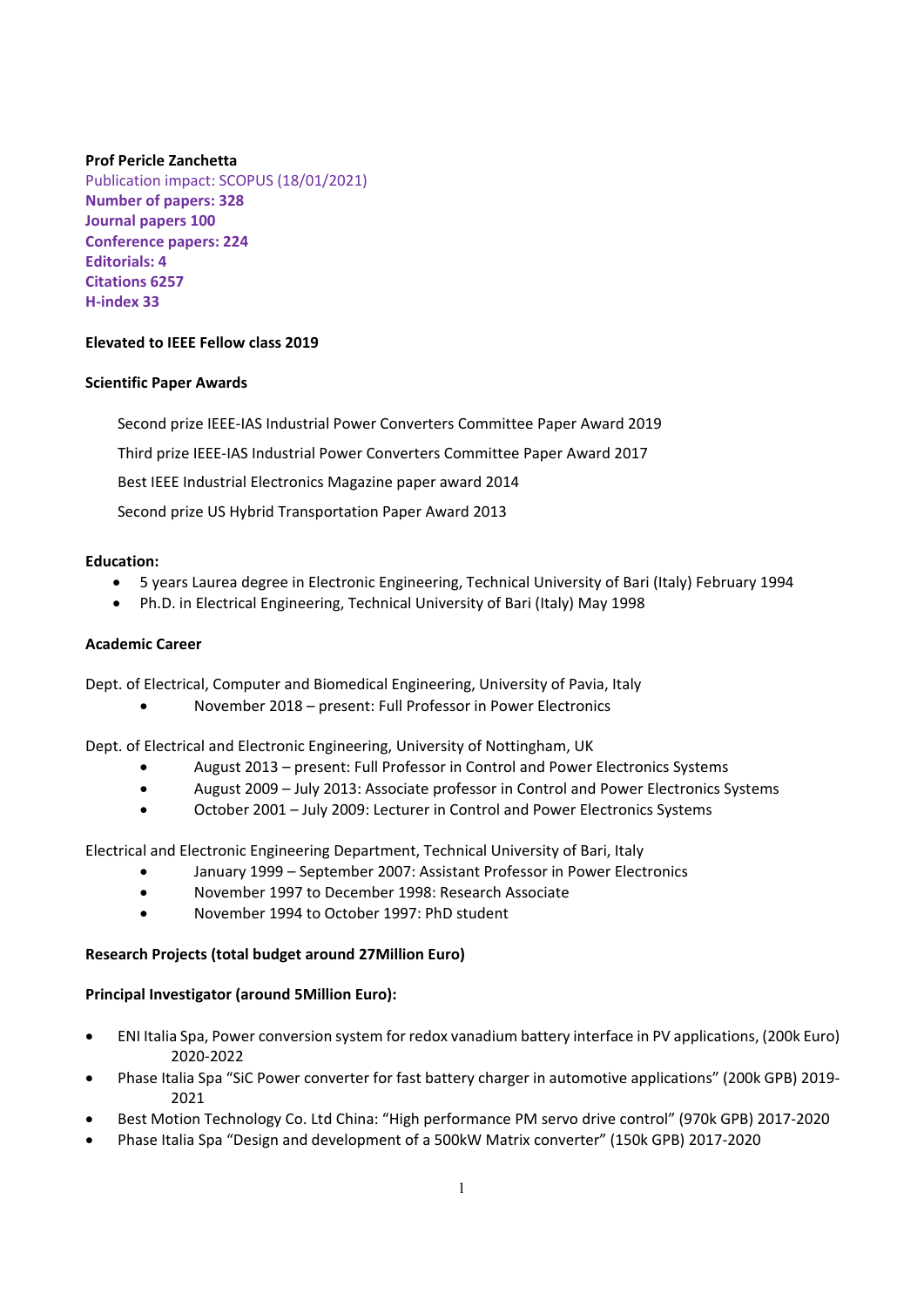**Prof Pericle Zanchetta**

Publication impact: SCOPUS (18/01/2021)

**Number of papers: 328**

**Journal papers 100**

**Conference papers: 224**

**Editorials: 4**

**Citations 6257**

**H-index 33**

**Elevated to IEEE Fellow class 2019**

**Scientific Paper Awards**

Second prize IEEE-IAS Industrial Power Converters Committee Paper Award 2019

Third prize IEEE-IAS Industrial Power Converters Committee Paper Award 2017

Best IEEE Industrial Electronics Magazine paper award 2014

Second prize US Hybrid Transportation Paper Award 2013

**Education:**

- 5 years Laurea degree in Electronic Engineering, Technical University of Bari (Italy) February 1994
- Ph.D. in Electrical Engineering, Technical University of Bari (Italy) May 1998

**Academic Career**

Dept. of Electrical, Computer and Biomedical Engineering, University of Pavia, Italy

- November 2018 – present: Full Professor in Power Electronics

Dept. of Electrical and Electronic Engineering, University of Nottingham, UK

- August 2013 – present: Full Professor in Control and Power Electronics Systems
- August 2009 – July 2013: Associate professor in Control and Power Electronics Systems
- October 2001 – July 2009: Lecturer in Control and Power Electronics Systems

Electrical and Electronic Engineering Department, Technical University of Bari, Italy

- January 1999 – September 2007: Assistant Professor in Power Electronics
- November 1997 to December 1998: Research Associate
- November 1994 to October 1997: PhD student

**Research Projects (total budget around 27Million Euro)**

**Principal Investigator (around 5Million Euro):**

- ENI Italia Spa, Power conversion system for redox vanadium battery interface in PV applications, (200k Euro) 2020-2022
- Phase Italia Spa "SiC Power converter for fast battery charger in automotive applications" (200k GPB) 2019-2021
- Best Motion Technology Co. Ltd China: "High performance PM servo drive control" (970k GPB) 2017-2020
- Phase Italia Spa "Design and development of a 500kW Matrix converter" (150k GPB) 2017-2020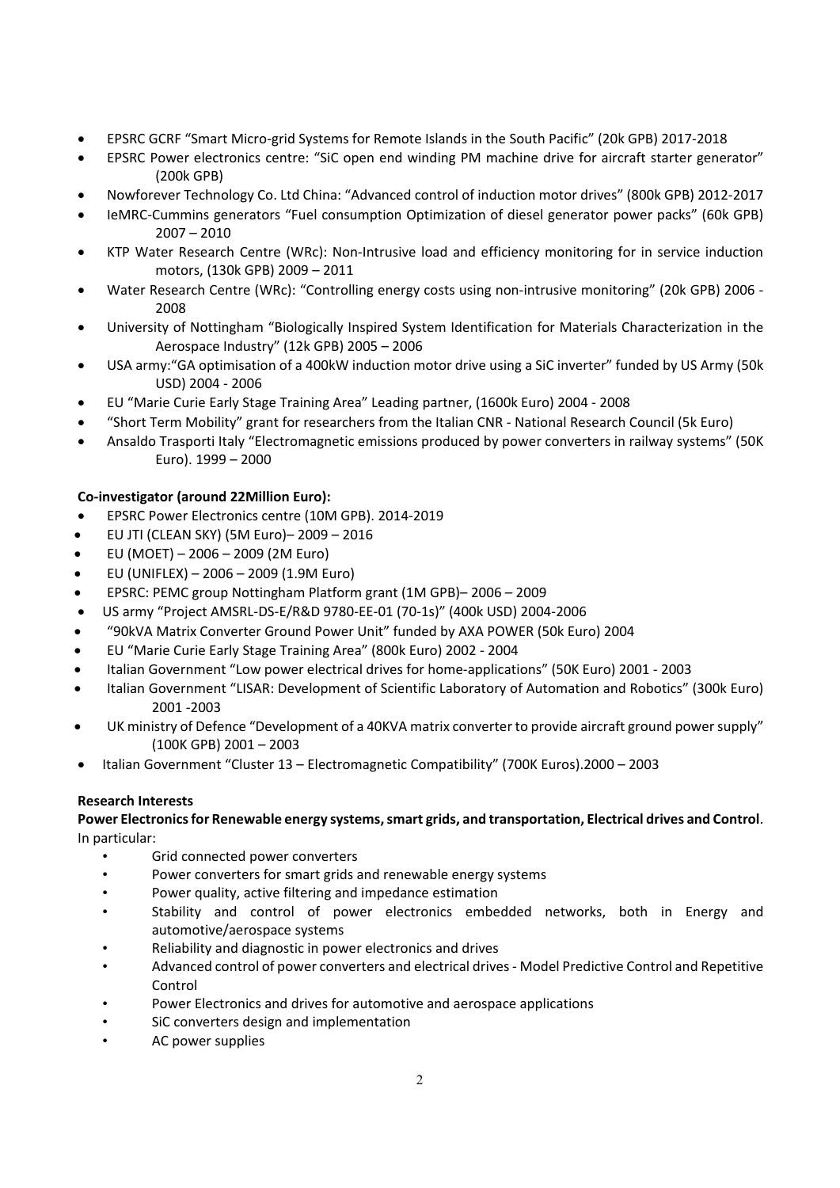- EPSRC GCRF "Smart Micro-grid Systems for Remote Islands in the South Pacific" (20k GPB) 2017-2018
- EPSRC Power electronics centre: "SiC open end winding PM machine drive for aircraft starter generator" (200k GPB)
- Nowforever Technology Co. Ltd China: "Advanced control of induction motor drives" (800k GPB) 2012-2017
- IeMRC-Cummins generators "Fuel consumption Optimization of diesel generator power packs" (60k GPB) 2007 – 2010
- KTP Water Research Centre (WRc): Non-Intrusive load and efficiency monitoring for in service induction motors, (130k GPB) 2009 – 2011
- Water Research Centre (WRc): "Controlling energy costs using non-intrusive monitoring" (20k GPB) 2006 - 2008
- University of Nottingham "Biologically Inspired System Identification for Materials Characterization in the Aerospace Industry" (12k GPB) 2005 – 2006
- USA army:"GA optimisation of a 400kW induction motor drive using a SiC inverter" funded by US Army (50k USD) 2004 - 2006
- EU "Marie Curie Early Stage Training Area" Leading partner, (1600k Euro) 2004 - 2008
- "Short Term Mobility" grant for researchers from the Italian CNR - National Research Council (5k Euro)
- Ansaldo Trasporti Italy "Electromagnetic emissions produced by power converters in railway systems" (50K Euro). 1999 – 2000

**Co-investigator (around 22Million Euro):**

- EPSRC Power Electronics centre (10M GPB). 2014-2019
- EU JTI (CLEAN SKY) (5M Euro)– 2009 – 2016
- EU (MOET) – 2006 – 2009 (2M Euro)
- EU (UNIFLEX) – 2006 – 2009 (1.9M Euro)
- EPSRC: PEMC group Nottingham Platform grant (1M GPB)– 2006 – 2009
- US army "Project AMSRL-DS-E/R&D 9780-EE-01 (70-1s)" (400k USD) 2004-2006
- "90kVA Matrix Converter Ground Power Unit" funded by AXA POWER (50k Euro) 2004
- EU "Marie Curie Early Stage Training Area" (800k Euro) 2002 - 2004
- Italian Government "Low power electrical drives for home-applications" (50K Euro) 2001 - 2003
- Italian Government "LISAR: Development of Scientific Laboratory of Automation and Robotics" (300k Euro) 2001 -2003
- UK ministry of Defence "Development of a 40KVA matrix converter to provide aircraft ground power supply" (100K GPB) 2001 – 2003
- Italian Government "Cluster 13 – Electromagnetic Compatibility" (700K Euros).2000 – 2003

**Research Interests**

**Power Electronics for Renewable energy systems, smart grids, and transportation, Electrical drives and Control**. In particular:

- Grid connected power converters
- Power converters for smart grids and renewable energy systems
- Power quality, active filtering and impedance estimation
- Stability and control of power electronics embedded networks, both in Energy and automotive/aerospace systems
- Reliability and diagnostic in power electronics and drives
- Advanced control of power converters and electrical drives - Model Predictive Control and Repetitive Control
- Power Electronics and drives for automotive and aerospace applications
- SiC converters design and implementation
- AC power supplies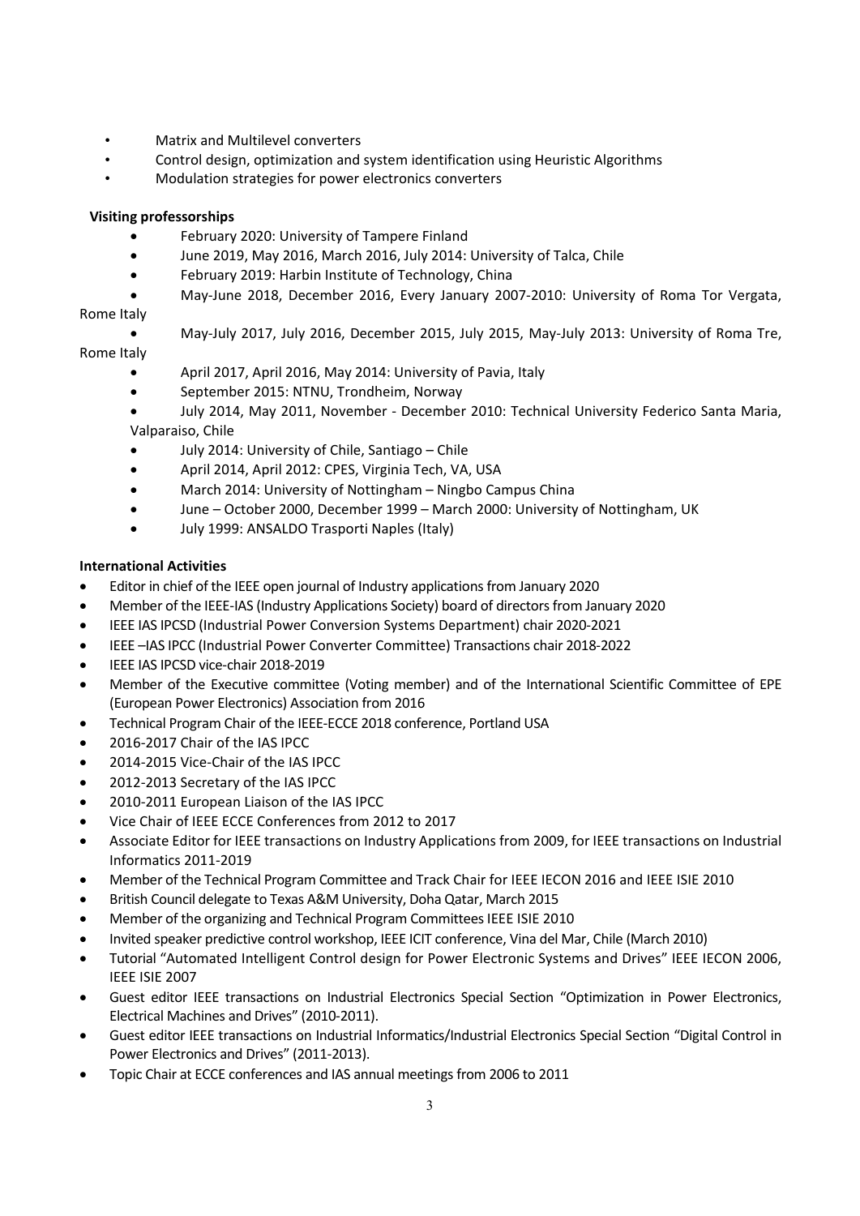- Matrix and Multilevel converters
- Control design, optimization and system identification using Heuristic Algorithms
- Modulation strategies for power electronics converters

**Visiting professorships**

- February 2020: University of Tampere Finland
- June 2019, May 2016, March 2016, July 2014: University of Talca, Chile
- February 2019: Harbin Institute of Technology, China
- May-June 2018, December 2016, Every January 2007-2010: University of Roma Tor Vergata, Rome Italy
- May-July 2017, July 2016, December 2015, July 2015, May-July 2013: University of Roma Tre, Rome Italy
- April 2017, April 2016, May 2014: University of Pavia, Italy
- September 2015: NTNU, Trondheim, Norway
- July 2014, May 2011, November - December 2010: Technical University Federico Santa Maria, Valparaiso, Chile
- July 2014: University of Chile, Santiago – Chile
- April 2014, April 2012: CPES, Virginia Tech, VA, USA
- March 2014: University of Nottingham – Ningbo Campus China
- June – October 2000, December 1999 – March 2000: University of Nottingham, UK
- July 1999: ANSALDO Trasporti Naples (Italy)

**International Activities**

- Editor in chief of the IEEE open journal of Industry applications from January 2020
- Member of the IEEE-IAS (Industry Applications Society) board of directors from January 2020
- IEEE IAS IPCSD (Industrial Power Conversion Systems Department) chair 2020-2021
- IEEE –IAS IPCC (Industrial Power Converter Committee) Transactions chair 2018-2022
- IEEE IAS IPCSD vice-chair 2018-2019
- Member of the Executive committee (Voting member) and of the International Scientific Committee of EPE (European Power Electronics) Association from 2016
- Technical Program Chair of the IEEE-ECCE 2018 conference, Portland USA
- 2016-2017 Chair of the IAS IPCC
- 2014-2015 Vice-Chair of the IAS IPCC
- 2012-2013 Secretary of the IAS IPCC
- 2010-2011 European Liaison of the IAS IPCC
- Vice Chair of IEEE ECCE Conferences from 2012 to 2017
- Associate Editor for IEEE transactions on Industry Applications from 2009, for IEEE transactions on Industrial Informatics 2011-2019
- Member of the Technical Program Committee and Track Chair for IEEE IECON 2016 and IEEE ISIE 2010
- British Council delegate to Texas A&M University, Doha Qatar, March 2015
- Member of the organizing and Technical Program Committees IEEE ISIE 2010
- Invited speaker predictive control workshop, IEEE ICIT conference, Vina del Mar, Chile (March 2010)
- Tutorial "Automated Intelligent Control design for Power Electronic Systems and Drives" IEEE IECON 2006, IEEE ISIE 2007
- Guest editor IEEE transactions on Industrial Electronics Special Section "Optimization in Power Electronics, Electrical Machines and Drives" (2010-2011).
- Guest editor IEEE transactions on Industrial Informatics/Industrial Electronics Special Section "Digital Control in Power Electronics and Drives" (2011-2013).
- Topic Chair at ECCE conferences and IAS annual meetings from 2006 to 2011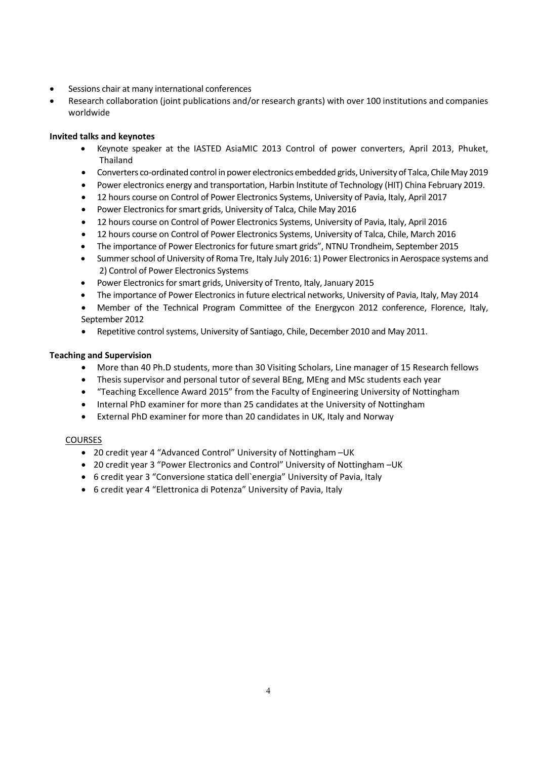- Sessions chair at many international conferences
- Research collaboration (joint publications and/or research grants) with over 100 institutions and companies worldwide

**Invited talks and keynotes**

- Keynote speaker at the IASTED AsiaMIC 2013 Control of power converters, April 2013, Phuket, Thailand
- Converters co-ordinated control in power electronics embedded grids, University of Talca, Chile May 2019
- Power electronics energy and transportation, Harbin Institute of Technology (HIT) China February 2019.
- 12 hours course on Control of Power Electronics Systems, University of Pavia, Italy, April 2017
- Power Electronics for smart grids, University of Talca, Chile May 2016
- 12 hours course on Control of Power Electronics Systems, University of Pavia, Italy, April 2016
- 12 hours course on Control of Power Electronics Systems, University of Talca, Chile, March 2016
- The importance of Power Electronics for future smart grids", NTNU Trondheim, September 2015
- Summer school of University of Roma Tre, Italy July 2016: 1) Power Electronics in Aerospace systems and 2) Control of Power Electronics Systems
- Power Electronics for smart grids, University of Trento, Italy, January 2015
- The importance of Power Electronics in future electrical networks, University of Pavia, Italy, May 2014
- Member of the Technical Program Committee of the Energycon 2012 conference, Florence, Italy, September 2012
- Repetitive control systems, University of Santiago, Chile, December 2010 and May 2011.

**Teaching and Supervision**

- More than 40 Ph.D students, more than 30 Visiting Scholars, Line manager of 15 Research fellows
- Thesis supervisor and personal tutor of several BEng, MEng and MSc students each year
- "Teaching Excellence Award 2015" from the Faculty of Engineering University of Nottingham
- Internal PhD examiner for more than 25 candidates at the University of Nottingham
- External PhD examiner for more than 20 candidates in UK, Italy and Norway

COURSES

- 20 credit year 4 "Advanced Control" University of Nottingham –UK
- 20 credit year 3 "Power Electronics and Control" University of Nottingham –UK
- 6 credit year 3 "Conversione statica dell`energia" University of Pavia, Italy
- 6 credit year 4 "Elettronica di Potenza" University of Pavia, Italy